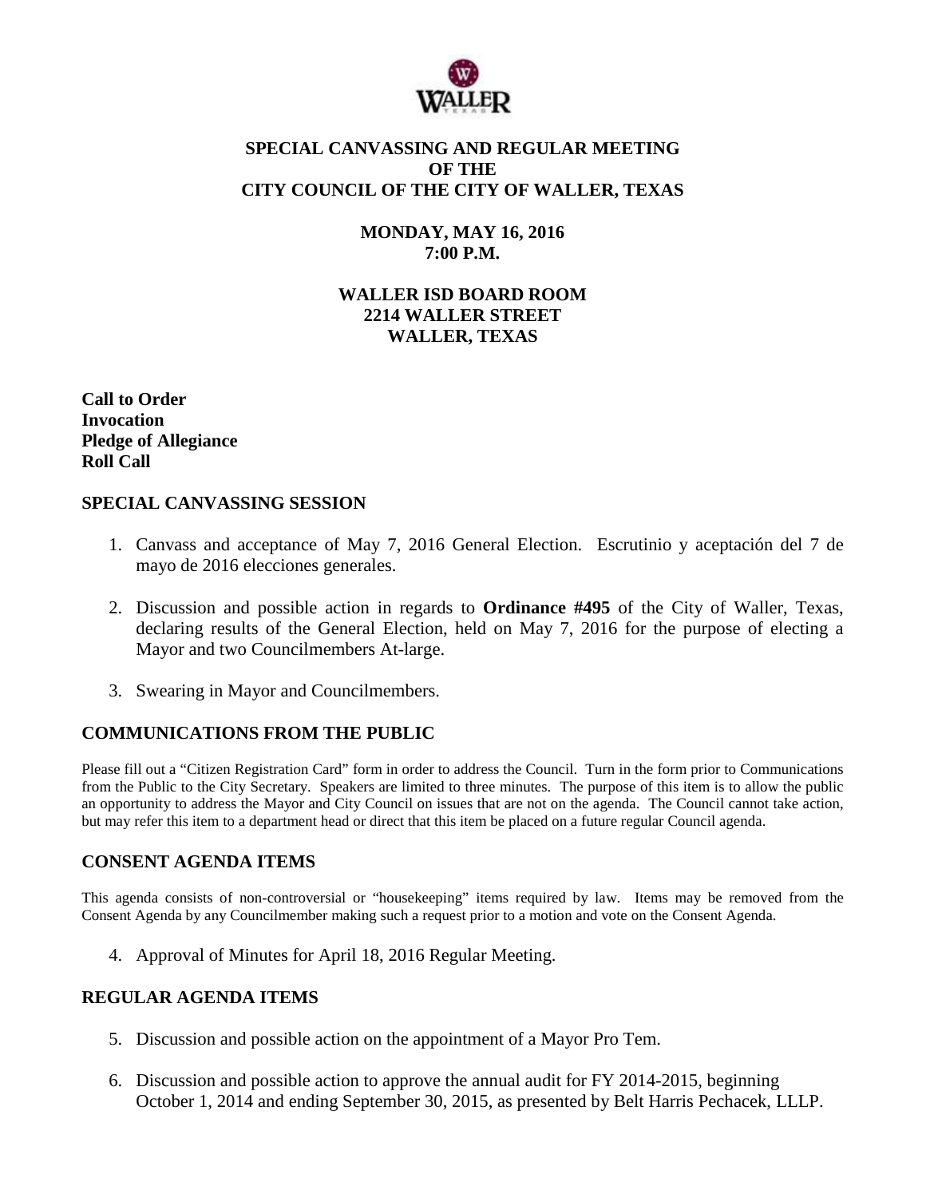WALLER

# SPECIAL CANVASSING AND REGULAR MEETING OF THE CITY COUNCIL OF THE CITY OF WALLER, TEXAS

**MONDAY, MAY 16, 2016**
**7:00 P.M.**

**WALLER ISD BOARD ROOM**
**2214 WALLER STREET**
**WALLER, TEXAS**

**Call to Order**
**Invocation**
**Pledge of Allegiance**
**Roll Call**

## SPECIAL CANVASSING SESSION

1. Canvass and acceptance of May 7, 2016 General Election. Escrutinio y aceptación del 7 de mayo de 2016 elecciones generales.

2. Discussion and possible action in regards to **Ordinance #495** of the City of Waller, Texas, declaring results of the General Election, held on May 7, 2016 for the purpose of electing a Mayor and two Councilmembers At-large.

3. Swearing in Mayor and Councilmembers.

## COMMUNICATIONS FROM THE PUBLIC

Please fill out a "Citizen Registration Card" form in order to address the Council. Turn in the form prior to Communications from the Public to the City Secretary. Speakers are limited to three minutes. The purpose of this item is to allow the public an opportunity to address the Mayor and City Council on issues that are not on the agenda. The Council cannot take action, but may refer this item to a department head or direct that this item be placed on a future regular Council agenda.

## CONSENT AGENDA ITEMS

This agenda consists of non-controversial or "housekeeping" items required by law. Items may be removed from the Consent Agenda by any Councilmember making such a request prior to a motion and vote on the Consent Agenda.

4. Approval of Minutes for April 18, 2016 Regular Meeting.

## REGULAR AGENDA ITEMS

5. Discussion and possible action on the appointment of a Mayor Pro Tem.

6. Discussion and possible action to approve the annual audit for FY 2014-2015, beginning October 1, 2014 and ending September 30, 2015, as presented by Belt Harris Pechacek, LLLP.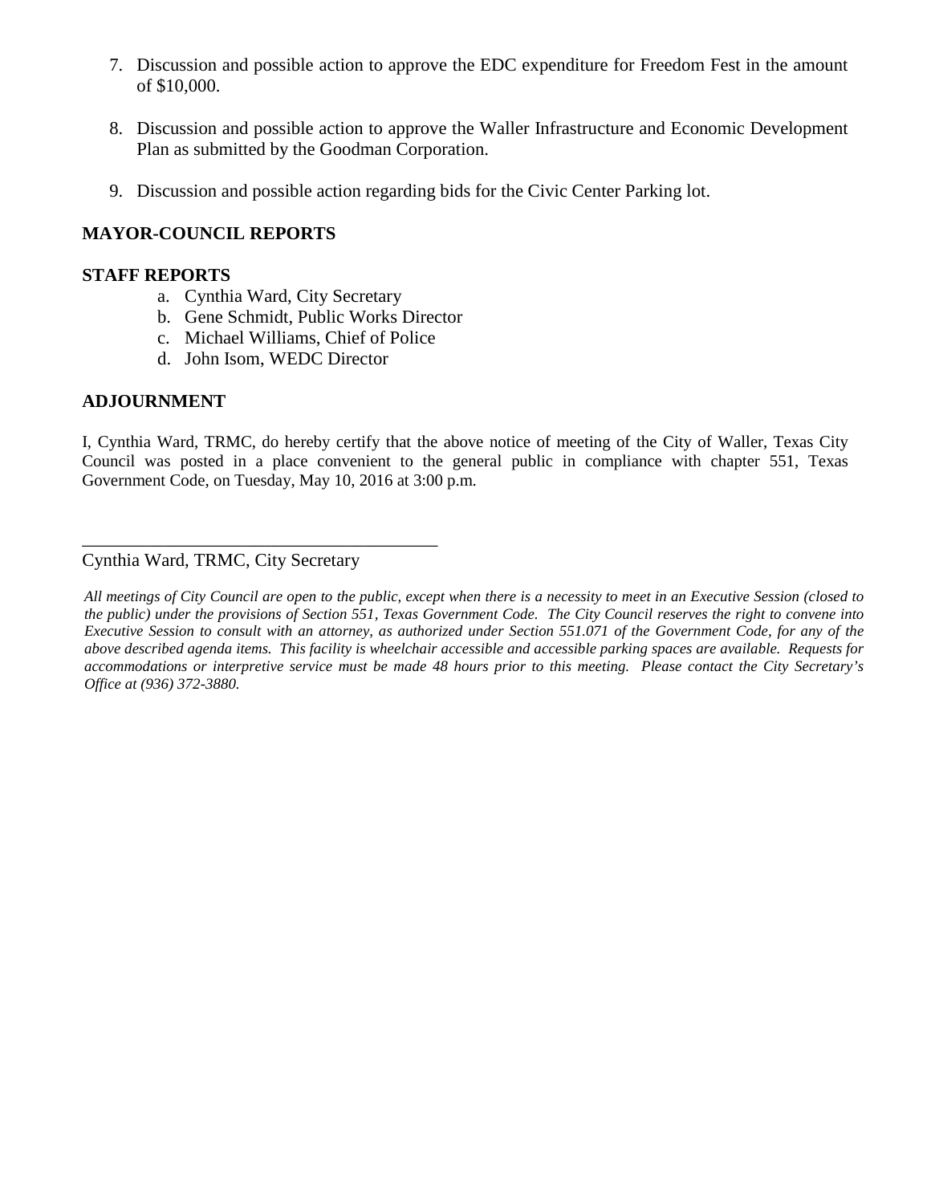7. Discussion and possible action to approve the EDC expenditure for Freedom Fest in the amount of $10,000.

8. Discussion and possible action to approve the Waller Infrastructure and Economic Development Plan as submitted by the Goodman Corporation.

9. Discussion and possible action regarding bids for the Civic Center Parking lot.

**MAYOR-COUNCIL REPORTS**

**STAFF REPORTS**

a. Cynthia Ward, City Secretary
b. Gene Schmidt, Public Works Director
c. Michael Williams, Chief of Police
d. John Isom, WEDC Director

**ADJOURNMENT**

I, Cynthia Ward, TRMC, do hereby certify that the above notice of meeting of the City of Waller, Texas City Council was posted in a place convenient to the general public in compliance with chapter 551, Texas Government Code, on Tuesday, May 10, 2016 at 3:00 p.m.

\_\_\_\_\_\_\_\_\_\_\_\_\_\_\_\_\_\_\_\_\_\_\_\_\_\_\_\_\_\_\_\_\_\_\_\_\_\_\_\_

Cynthia Ward, TRMC, City Secretary

*All meetings of City Council are open to the public, except when there is a necessity to meet in an Executive Session (closed to the public) under the provisions of Section 551, Texas Government Code. The City Council reserves the right to convene into Executive Session to consult with an attorney, as authorized under Section 551.071 of the Government Code, for any of the above described agenda items. This facility is wheelchair accessible and accessible parking spaces are available. Requests for accommodations or interpretive service must be made 48 hours prior to this meeting. Please contact the City Secretary's Office at (936) 372-3880.*